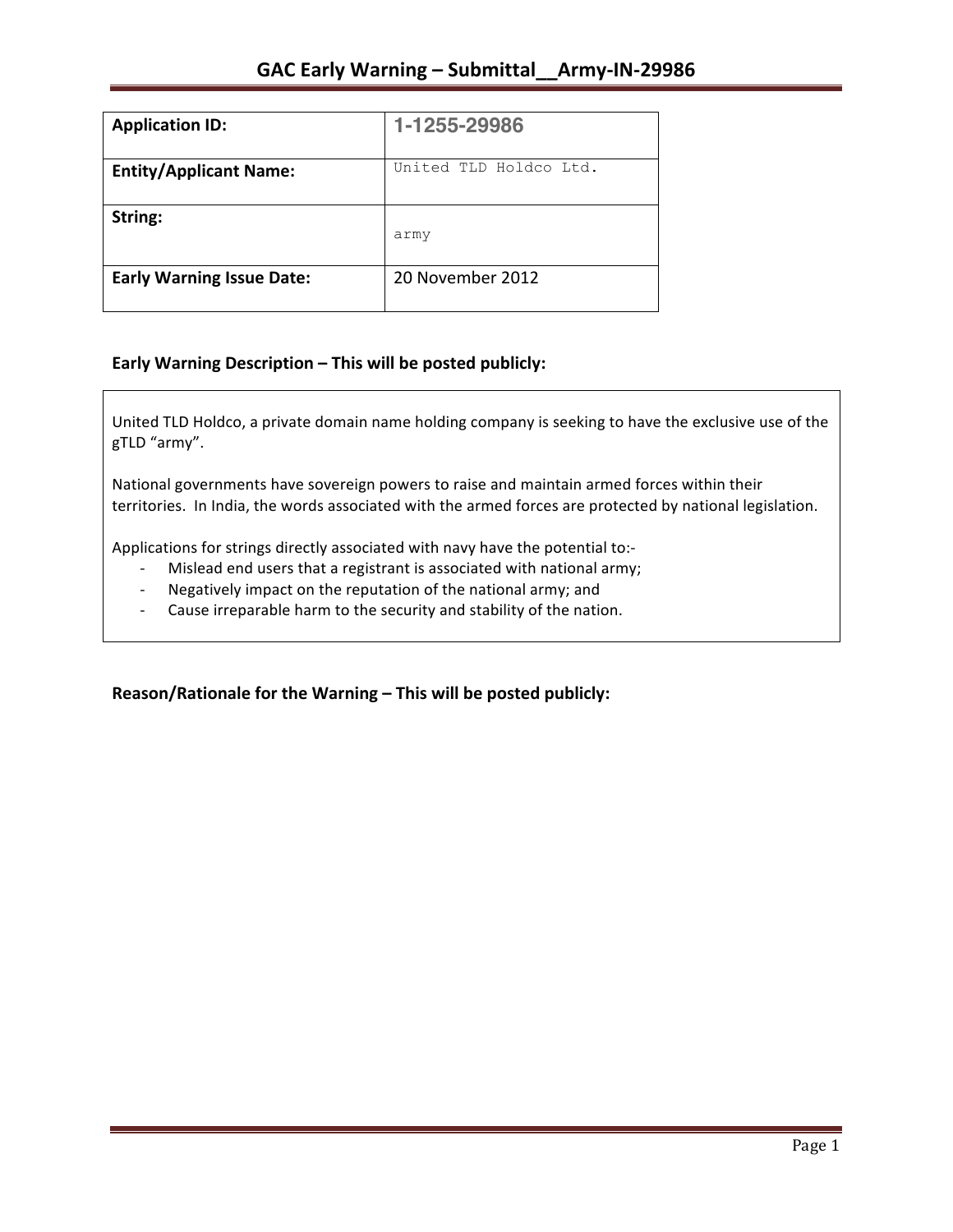# GAC Early Warning – Submittal__Army-IN-29986

| **Application ID:** | 1-1255-29986 |
| --- | --- |
| **Entity/Applicant Name:** | United TLD Holdco Ltd. |
| **String:** | army |
| **Early Warning Issue Date:** | 20 November 2012 |

## Early Warning Description – This will be posted publicly:

United TLD Holdco, a private domain name holding company is seeking to have the exclusive use of the gTLD "army".

National governments have sovereign powers to raise and maintain armed forces within their territories. In India, the words associated with the armed forces are protected by national legislation.

Applications for strings directly associated with navy have the potential to:-

- Mislead end users that a registrant is associated with national army;
- Negatively impact on the reputation of the national army; and
- Cause irreparable harm to the security and stability of the nation.

## Reason/Rationale for the Warning – This will be posted publicly: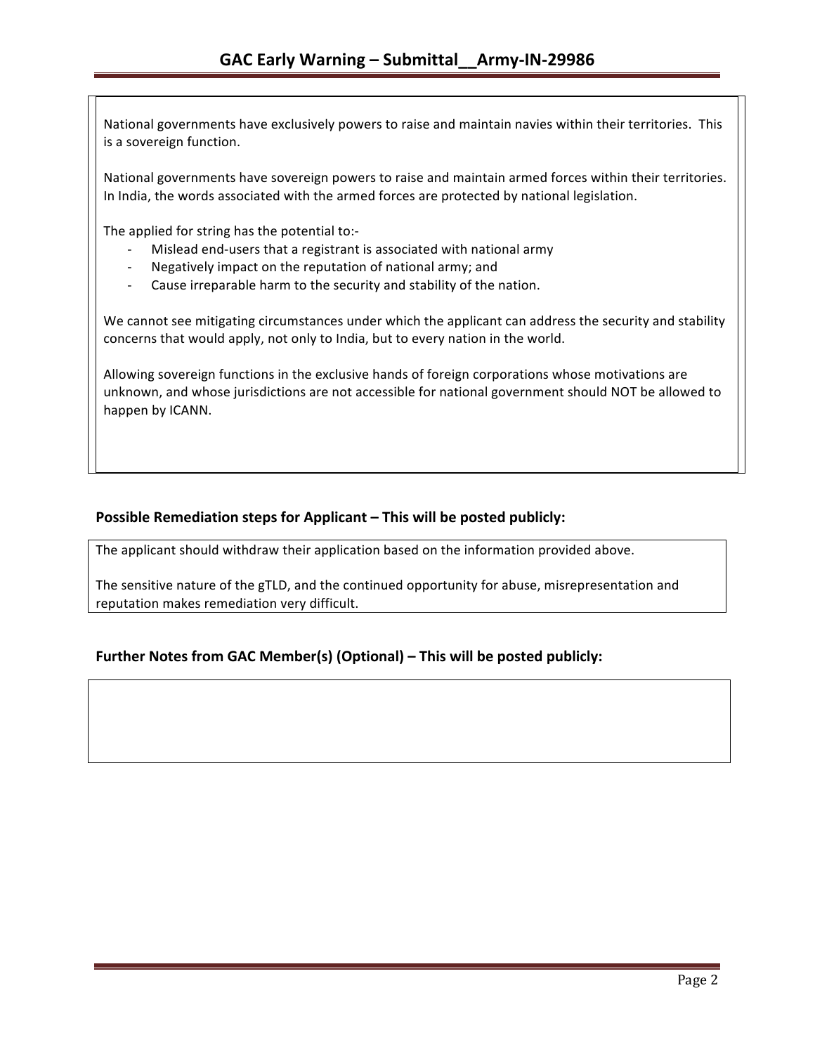National governments have exclusively powers to raise and maintain navies within their territories. This is a sovereign function.

National governments have sovereign powers to raise and maintain armed forces within their territories. In India, the words associated with the armed forces are protected by national legislation.

The applied for string has the potential to:-

- Mislead end-users that a registrant is associated with national army
- Negatively impact on the reputation of national army; and
- Cause irreparable harm to the security and stability of the nation.

We cannot see mitigating circumstances under which the applicant can address the security and stability concerns that would apply, not only to India, but to every nation in the world.

Allowing sovereign functions in the exclusive hands of foreign corporations whose motivations are unknown, and whose jurisdictions are not accessible for national government should NOT be allowed to happen by ICANN.

## Possible Remediation steps for Applicant – This will be posted publicly:

The applicant should withdraw their application based on the information provided above.

The sensitive nature of the gTLD, and the continued opportunity for abuse, misrepresentation and reputation makes remediation very difficult.

## Further Notes from GAC Member(s) (Optional) – This will be posted publicly: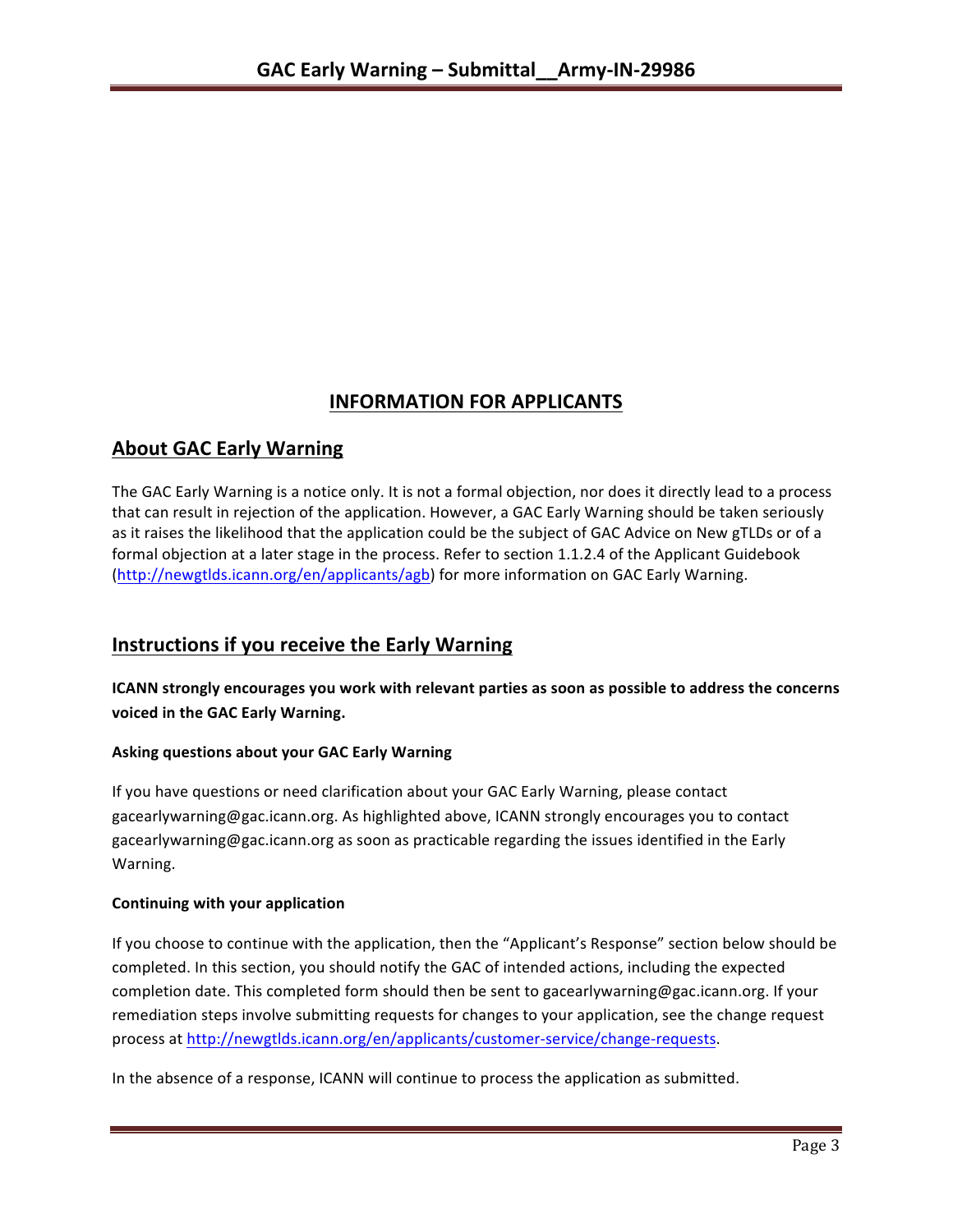# INFORMATION FOR APPLICANTS

## About GAC Early Warning

The GAC Early Warning is a notice only. It is not a formal objection, nor does it directly lead to a process that can result in rejection of the application. However, a GAC Early Warning should be taken seriously as it raises the likelihood that the application could be the subject of GAC Advice on New gTLDs or of a formal objection at a later stage in the process. Refer to section 1.1.2.4 of the Applicant Guidebook (http://newgtlds.icann.org/en/applicants/agb) for more information on GAC Early Warning.

## Instructions if you receive the Early Warning

**ICANN strongly encourages you work with relevant parties as soon as possible to address the concerns voiced in the GAC Early Warning.**

### Asking questions about your GAC Early Warning

If you have questions or need clarification about your GAC Early Warning, please contact gacearlywarning@gac.icann.org. As highlighted above, ICANN strongly encourages you to contact gacearlywarning@gac.icann.org as soon as practicable regarding the issues identified in the Early Warning.

### Continuing with your application

If you choose to continue with the application, then the "Applicant's Response" section below should be completed. In this section, you should notify the GAC of intended actions, including the expected completion date. This completed form should then be sent to gacearlywarning@gac.icann.org. If your remediation steps involve submitting requests for changes to your application, see the change request process at http://newgtlds.icann.org/en/applicants/customer-service/change-requests.

In the absence of a response, ICANN will continue to process the application as submitted.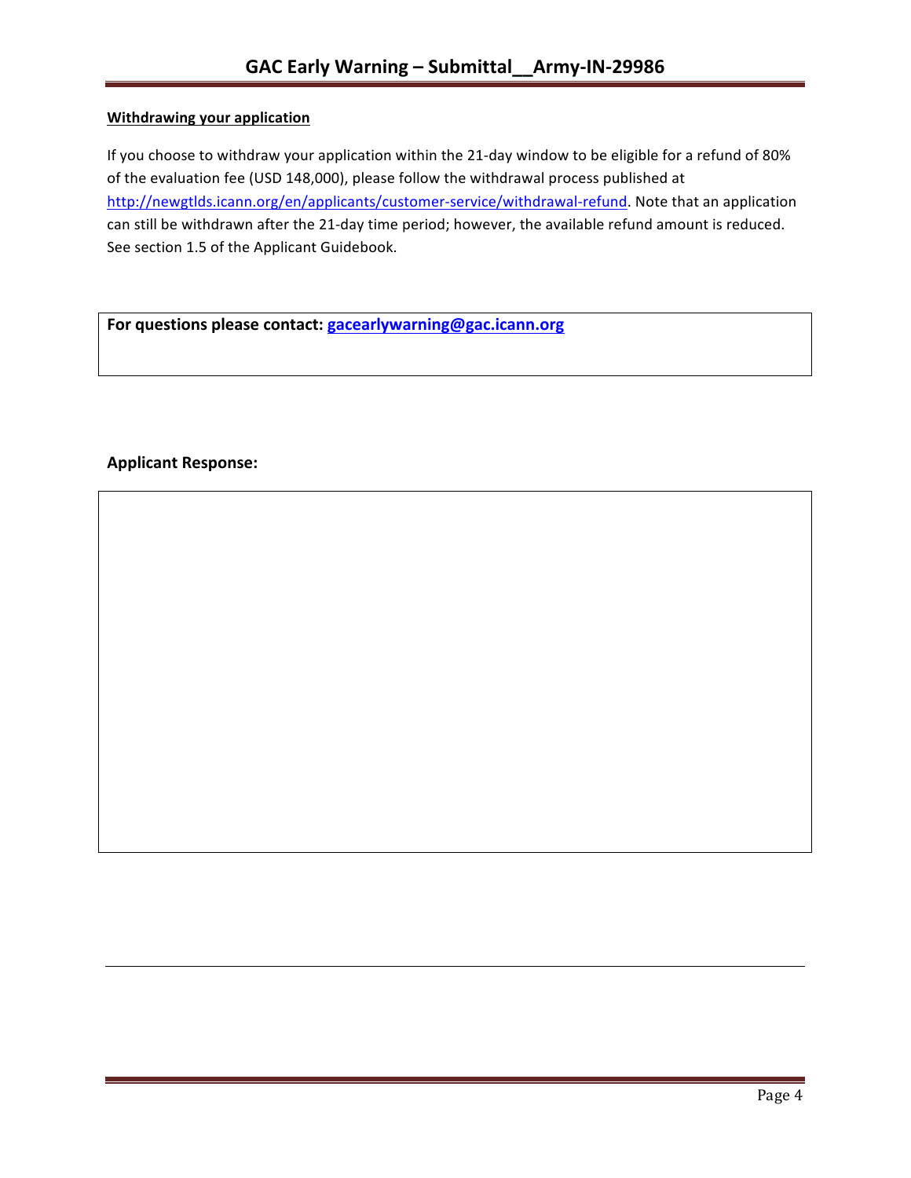**Withdrawing your application**

If you choose to withdraw your application within the 21-day window to be eligible for a refund of 80% of the evaluation fee (USD 148,000), please follow the withdrawal process published at http://newgtlds.icann.org/en/applicants/customer-service/withdrawal-refund. Note that an application can still be withdrawn after the 21-day time period; however, the available refund amount is reduced. See section 1.5 of the Applicant Guidebook.

**For questions please contact: gacearlywarning@gac.icann.org**

## Applicant Response: